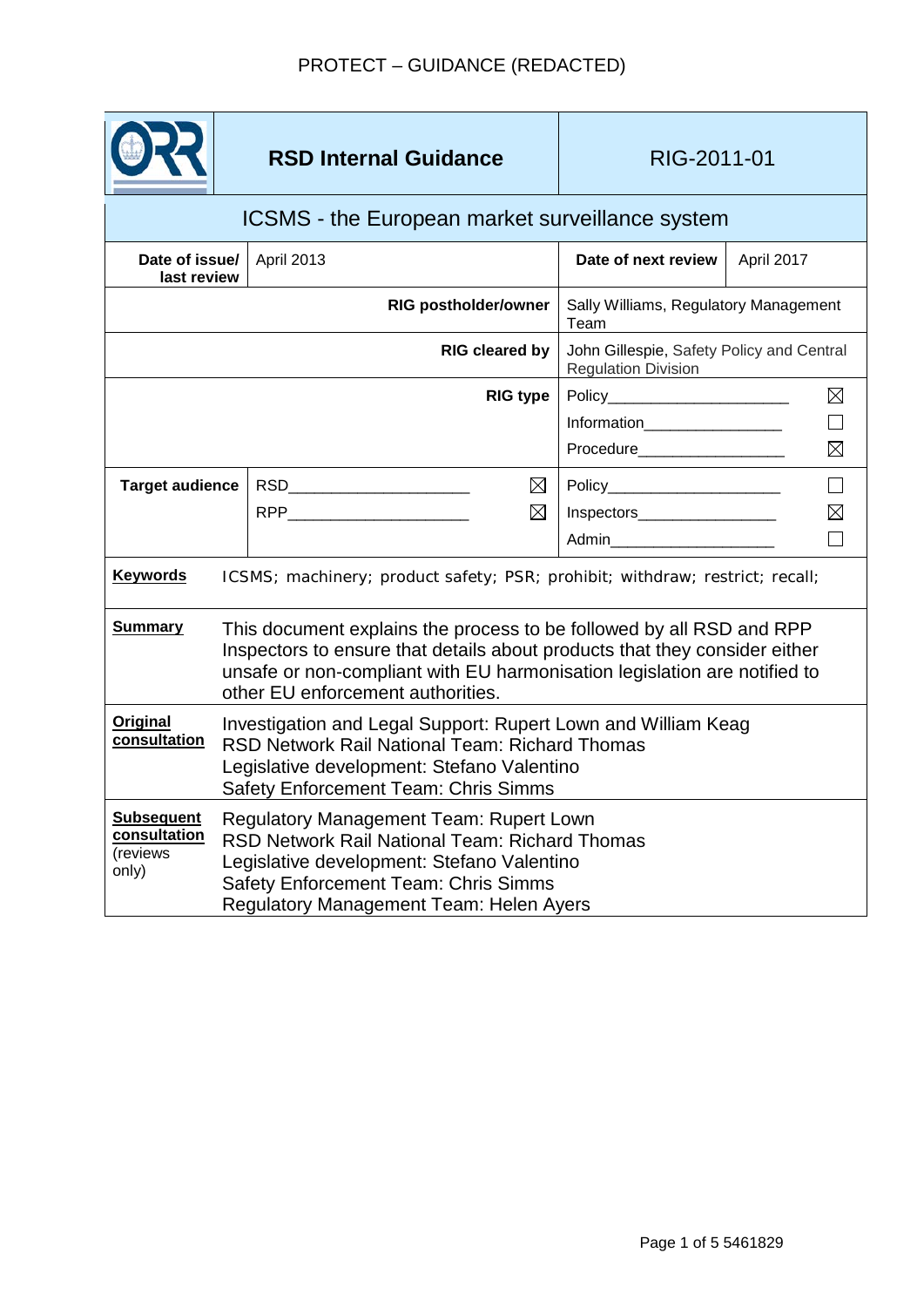| | **RSD Internal Guidance** | | RIG-2011-01 | |
|---|---|---|---|---|
| ICSMS - the European market surveillance system | | | | |
| **Date of issue/ last review** | April 2013 | | **Date of next review** | April 2017 |
| **RIG postholder/owner** | | | Sally Williams, Regulatory Management Team | |
| **RIG cleared by** | | | John Gillespie, Safety Policy and Central Regulation Division | |
| **RIG type** | | | Policy ☒ Information ☐ Procedure ☒ | |
| **Target audience** | RSD ☒ RPP ☒ | | Policy ☐ Inspectors ☒ Admin ☐ | |

**Keywords** ICSMS; machinery; product safety; PSR; prohibit; withdraw; restrict; recall;

**Summary** This document explains the process to be followed by all RSD and RPP Inspectors to ensure that details about products that they consider either unsafe or non-compliant with EU harmonisation legislation are notified to other EU enforcement authorities.

**Original consultation**
Investigation and Legal Support: Rupert Lown and William Keag
RSD Network Rail National Team: Richard Thomas
Legislative development: Stefano Valentino
Safety Enforcement Team: Chris Simms

**Subsequent consultation** (reviews only)
Regulatory Management Team: Rupert Lown
RSD Network Rail National Team: Richard Thomas
Legislative development: Stefano Valentino
Safety Enforcement Team: Chris Simms
Regulatory Management Team: Helen Ayers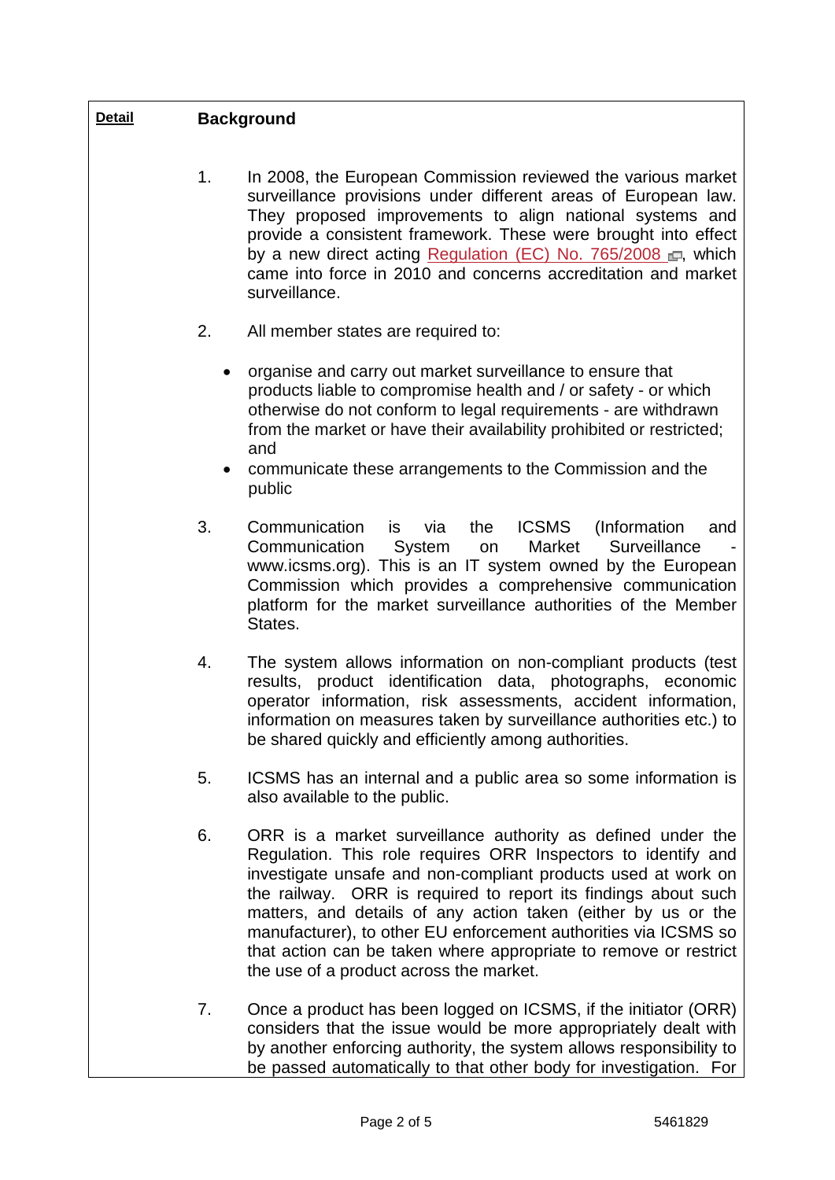**Detail**

## Background

1. In 2008, the European Commission reviewed the various market surveillance provisions under different areas of European law. They proposed improvements to align national systems and provide a consistent framework. These were brought into effect by a new direct acting Regulation (EC) No. 765/2008, which came into force in 2010 and concerns accreditation and market surveillance.

2. All member states are required to:

   - organise and carry out market surveillance to ensure that products liable to compromise health and / or safety - or which otherwise do not conform to legal requirements - are withdrawn from the market or have their availability prohibited or restricted; and
   - communicate these arrangements to the Commission and the public

3. Communication is via the ICSMS (Information and Communication System on Market Surveillance - www.icsms.org). This is an IT system owned by the European Commission which provides a comprehensive communication platform for the market surveillance authorities of the Member States.

4. The system allows information on non-compliant products (test results, product identification data, photographs, economic operator information, risk assessments, accident information, information on measures taken by surveillance authorities etc.) to be shared quickly and efficiently among authorities.

5. ICSMS has an internal and a public area so some information is also available to the public.

6. ORR is a market surveillance authority as defined under the Regulation. This role requires ORR Inspectors to identify and investigate unsafe and non-compliant products used at work on the railway. ORR is required to report its findings about such matters, and details of any action taken (either by us or the manufacturer), to other EU enforcement authorities via ICSMS so that action can be taken where appropriate to remove or restrict the use of a product across the market.

7. Once a product has been logged on ICSMS, if the initiator (ORR) considers that the issue would be more appropriately dealt with by another enforcing authority, the system allows responsibility to be passed automatically to that other body for investigation. For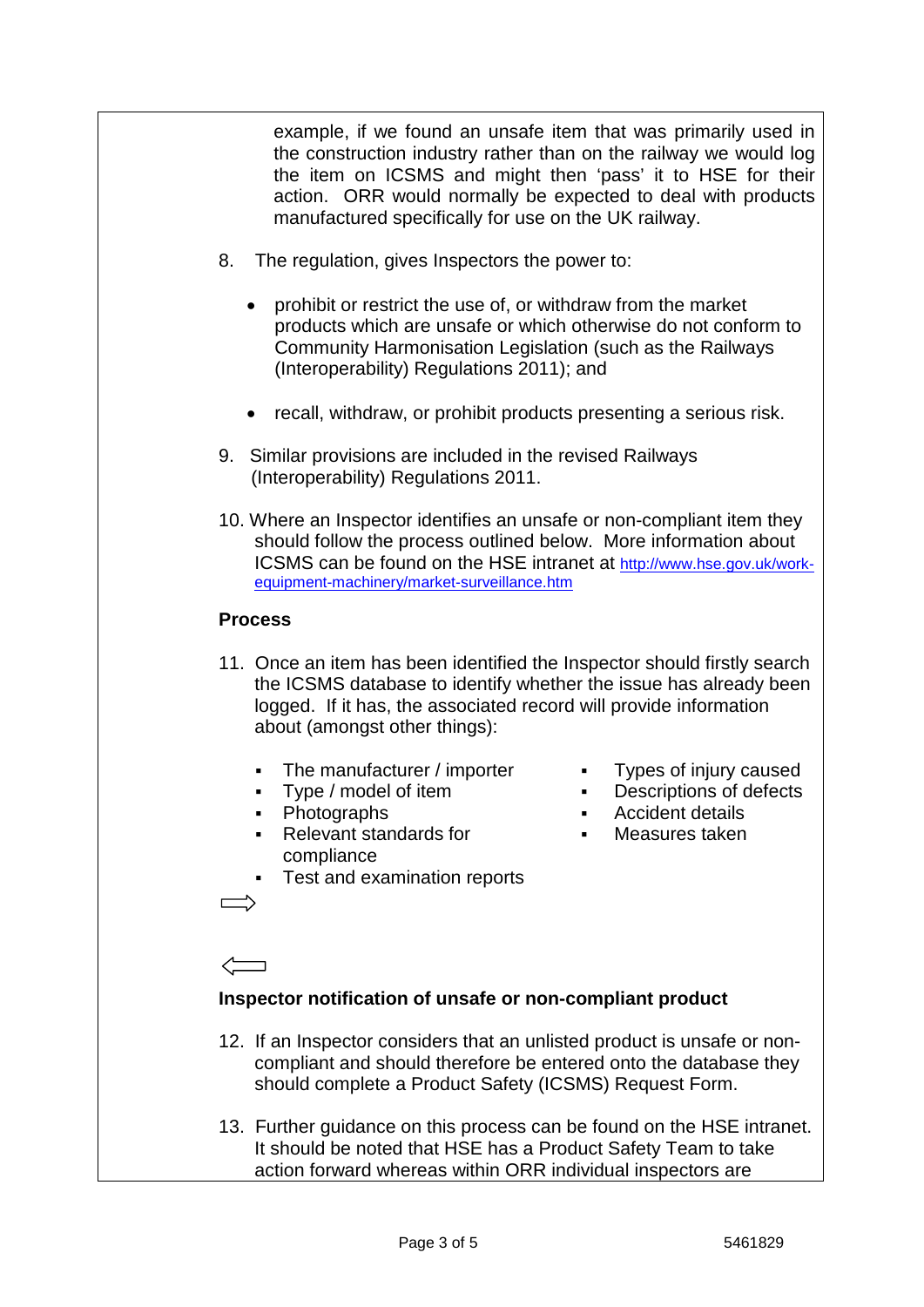example, if we found an unsafe item that was primarily used in the construction industry rather than on the railway we would log the item on ICSMS and might then 'pass' it to HSE for their action. ORR would normally be expected to deal with products manufactured specifically for use on the UK railway.

8. The regulation, gives Inspectors the power to:

   - prohibit or restrict the use of, or withdraw from the market products which are unsafe or which otherwise do not conform to Community Harmonisation Legislation (such as the Railways (Interoperability) Regulations 2011); and

   - recall, withdraw, or prohibit products presenting a serious risk.

9. Similar provisions are included in the revised Railways (Interoperability) Regulations 2011.

10. Where an Inspector identifies an unsafe or non-compliant item they should follow the process outlined below. More information about ICSMS can be found on the HSE intranet at http://www.hse.gov.uk/work-equipment-machinery/market-surveillance.htm

**Process**

11. Once an item has been identified the Inspector should firstly search the ICSMS database to identify whether the issue has already been logged. If it has, the associated record will provide information about (amongst other things):

    - The manufacturer / importer
    - Type / model of item
    - Photographs
    - Relevant standards for compliance
    - Test and examination reports
    - Types of injury caused
    - Descriptions of defects
    - Accident details
    - Measures taken

⇨

⇦

**Inspector notification of unsafe or non-compliant product**

12. If an Inspector considers that an unlisted product is unsafe or non-compliant and should therefore be entered onto the database they should complete a Product Safety (ICSMS) Request Form.

13. Further guidance on this process can be found on the HSE intranet. It should be noted that HSE has a Product Safety Team to take action forward whereas within ORR individual inspectors are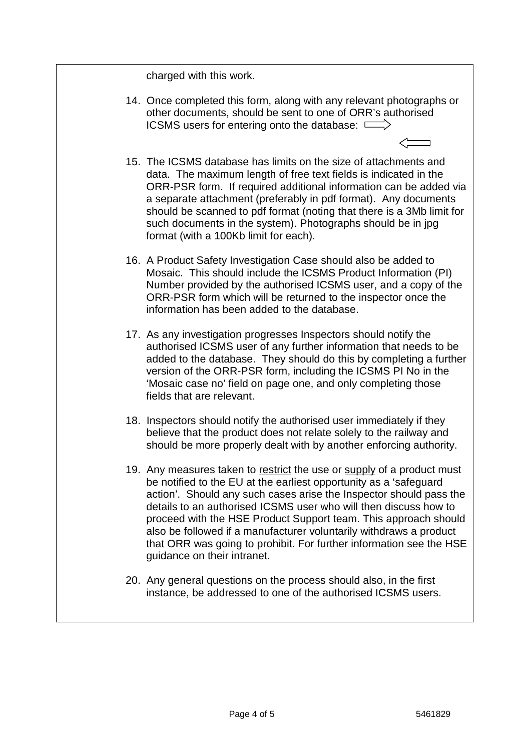charged with this work.

14. Once completed this form, along with any relevant photographs or other documents, should be sent to one of ORR's authorised ICSMS users for entering onto the database: ⟹

    ⟸

15. The ICSMS database has limits on the size of attachments and data. The maximum length of free text fields is indicated in the ORR-PSR form. If required additional information can be added via a separate attachment (preferably in pdf format). Any documents should be scanned to pdf format (noting that there is a 3Mb limit for such documents in the system). Photographs should be in jpg format (with a 100Kb limit for each).

16. A Product Safety Investigation Case should also be added to Mosaic. This should include the ICSMS Product Information (PI) Number provided by the authorised ICSMS user, and a copy of the ORR-PSR form which will be returned to the inspector once the information has been added to the database.

17. As any investigation progresses Inspectors should notify the authorised ICSMS user of any further information that needs to be added to the database. They should do this by completing a further version of the ORR-PSR form, including the ICSMS PI No in the 'Mosaic case no' field on page one, and only completing those fields that are relevant.

18. Inspectors should notify the authorised user immediately if they believe that the product does not relate solely to the railway and should be more properly dealt with by another enforcing authority.

19. Any measures taken to restrict the use or supply of a product must be notified to the EU at the earliest opportunity as a 'safeguard action'. Should any such cases arise the Inspector should pass the details to an authorised ICSMS user who will then discuss how to proceed with the HSE Product Support team. This approach should also be followed if a manufacturer voluntarily withdraws a product that ORR was going to prohibit. For further information see the HSE guidance on their intranet.

20. Any general questions on the process should also, in the first instance, be addressed to one of the authorised ICSMS users.

5461829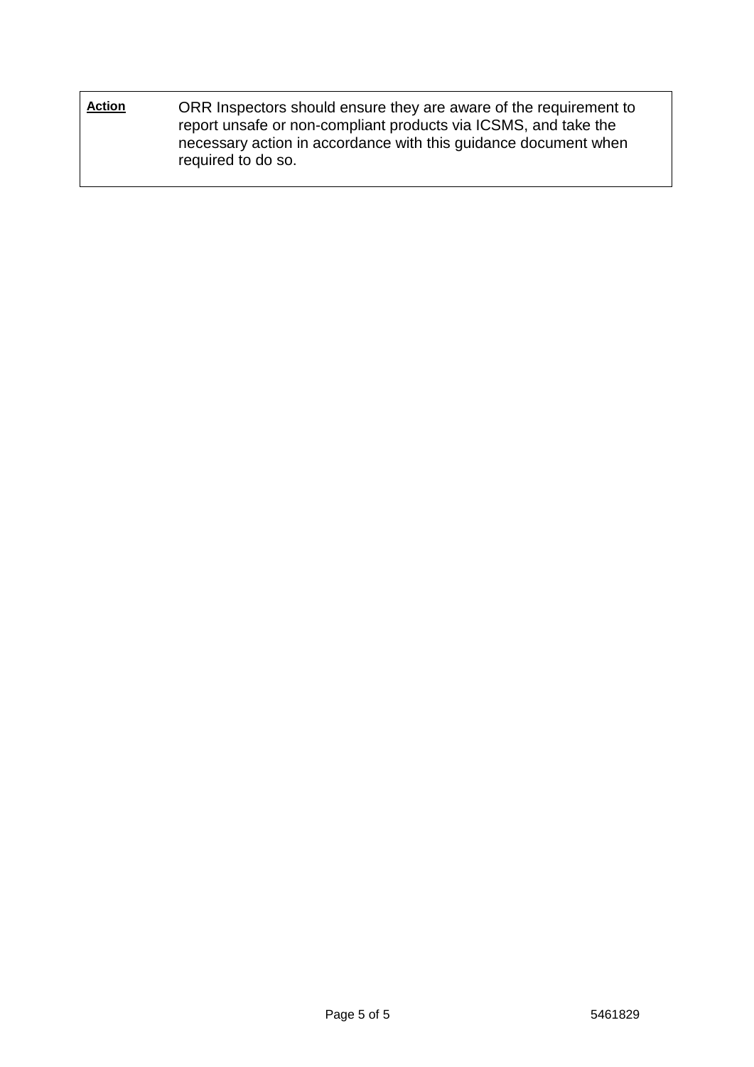| | |
|---|---|
| <u>**Action**</u> | ORR Inspectors should ensure they are aware of the requirement to report unsafe or non-compliant products via ICSMS, and take the necessary action in accordance with this guidance document when required to do so. |